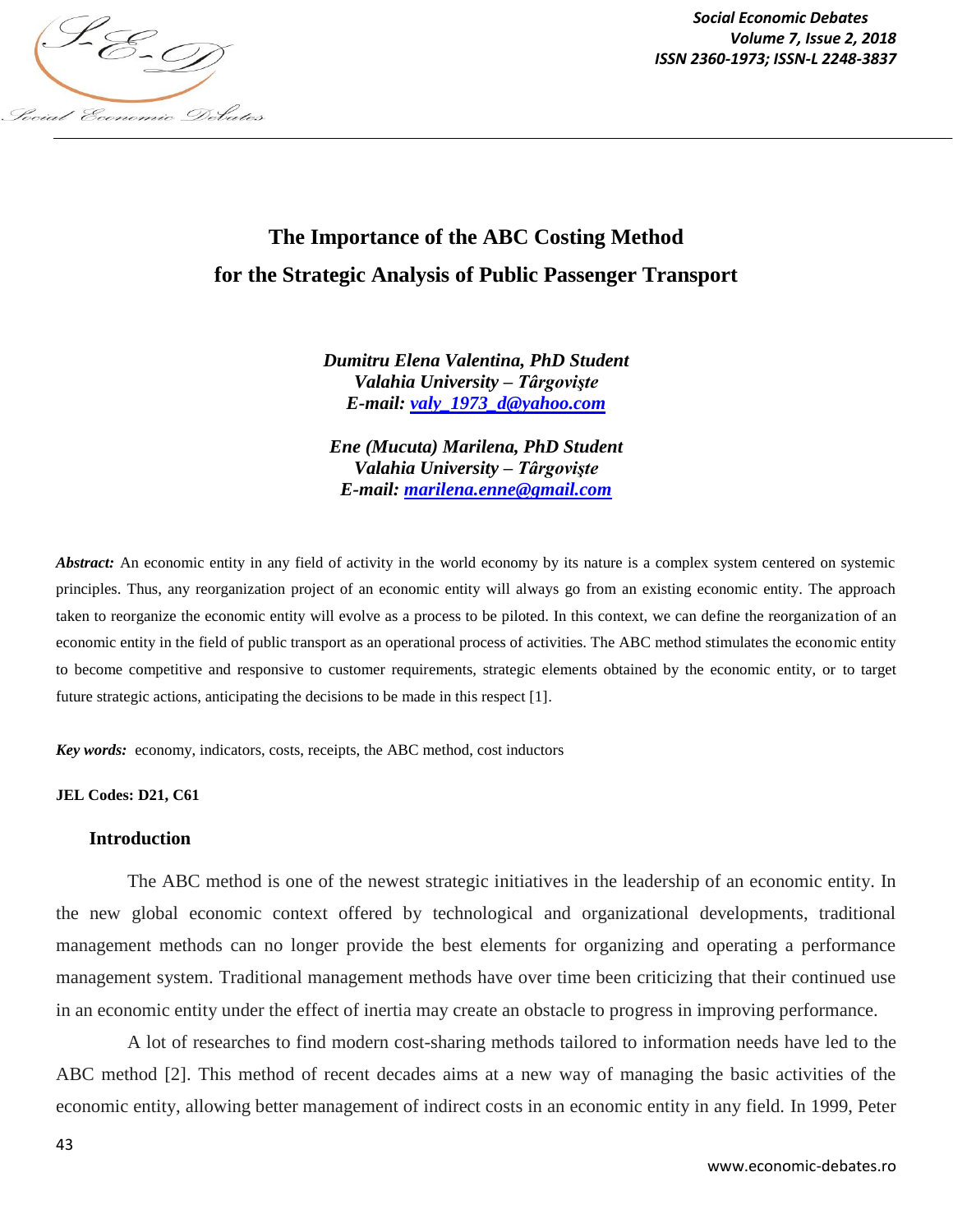# The Importance of the ABC Costing Method for the Strategic Analysis of Public Passenger Transport

***Dumitru Elena Valentina, PhD Student***
***Valahia University – Târgovişte***
***E-mail: [valy_1973_d@yahoo.com](mailto:valy_1973_d@yahoo.com)***

***Ene (Mucuta) Marilena, PhD Student***
***Valahia University – Târgovişte***
***E-mail: [marilena.enne@gmail.com](mailto:marilena.enne@gmail.com)***

***Abstract:*** An economic entity in any field of activity in the world economy by its nature is a complex system centered on systemic principles. Thus, any reorganization project of an economic entity will always go from an existing economic entity. The approach taken to reorganize the economic entity will evolve as a process to be piloted. In this context, we can define the reorganization of an economic entity in the field of public transport as an operational process of activities. The ABC method stimulates the economic entity to become competitive and responsive to customer requirements, strategic elements obtained by the economic entity, or to target future strategic actions, anticipating the decisions to be made in this respect [1].

***Key words:*** economy, indicators, costs, receipts, the ABC method, cost inductors

**JEL Codes: D21, C61**

## Introduction

The ABC method is one of the newest strategic initiatives in the leadership of an economic entity. In the new global economic context offered by technological and organizational developments, traditional management methods can no longer provide the best elements for organizing and operating a performance management system. Traditional management methods have over time been criticizing that their continued use in an economic entity under the effect of inertia may create an obstacle to progress in improving performance.

A lot of researches to find modern cost-sharing methods tailored to information needs have led to the ABC method [2]. This method of recent decades aims at a new way of managing the basic activities of the economic entity, allowing better management of indirect costs in an economic entity in any field. In 1999, Peter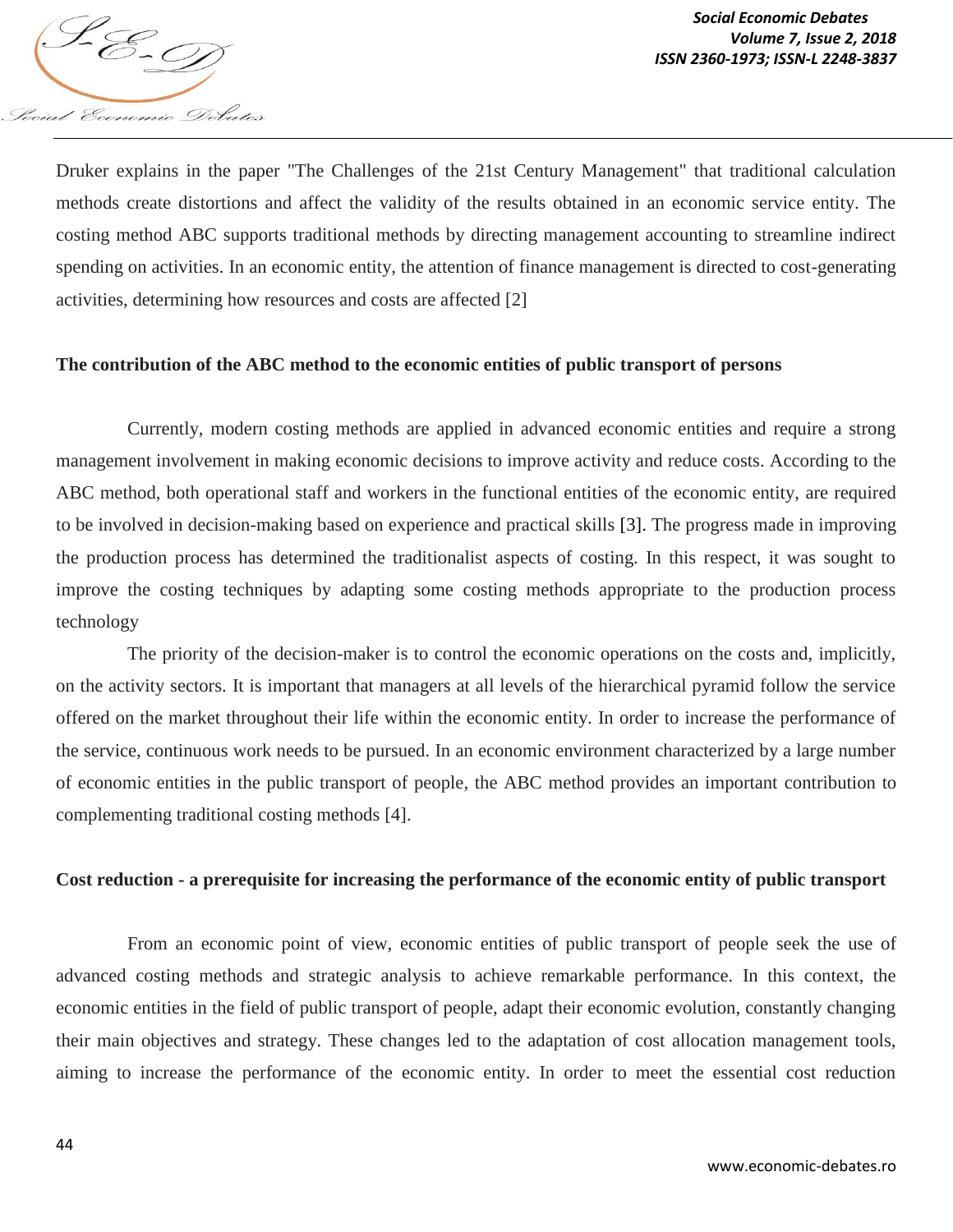Druker explains in the paper "The Challenges of the 21st Century Management" that traditional calculation methods create distortions and affect the validity of the results obtained in an economic service entity. The costing method ABC supports traditional methods by directing management accounting to streamline indirect spending on activities. In an economic entity, the attention of finance management is directed to cost-generating activities, determining how resources and costs are affected [2]

**The contribution of the ABC method to the economic entities of public transport of persons**

Currently, modern costing methods are applied in advanced economic entities and require a strong management involvement in making economic decisions to improve activity and reduce costs. According to the ABC method, both operational staff and workers in the functional entities of the economic entity, are required to be involved in decision-making based on experience and practical skills [3]. The progress made in improving the production process has determined the traditionalist aspects of costing. In this respect, it was sought to improve the costing techniques by adapting some costing methods appropriate to the production process technology

The priority of the decision-maker is to control the economic operations on the costs and, implicitly, on the activity sectors. It is important that managers at all levels of the hierarchical pyramid follow the service offered on the market throughout their life within the economic entity. In order to increase the performance of the service, continuous work needs to be pursued. In an economic environment characterized by a large number of economic entities in the public transport of people, the ABC method provides an important contribution to complementing traditional costing methods [4].

**Cost reduction - a prerequisite for increasing the performance of the economic entity of public transport**

From an economic point of view, economic entities of public transport of people seek the use of advanced costing methods and strategic analysis to achieve remarkable performance. In this context, the economic entities in the field of public transport of people, adapt their economic evolution, constantly changing their main objectives and strategy. These changes led to the adaptation of cost allocation management tools, aiming to increase the performance of the economic entity. In order to meet the essential cost reduction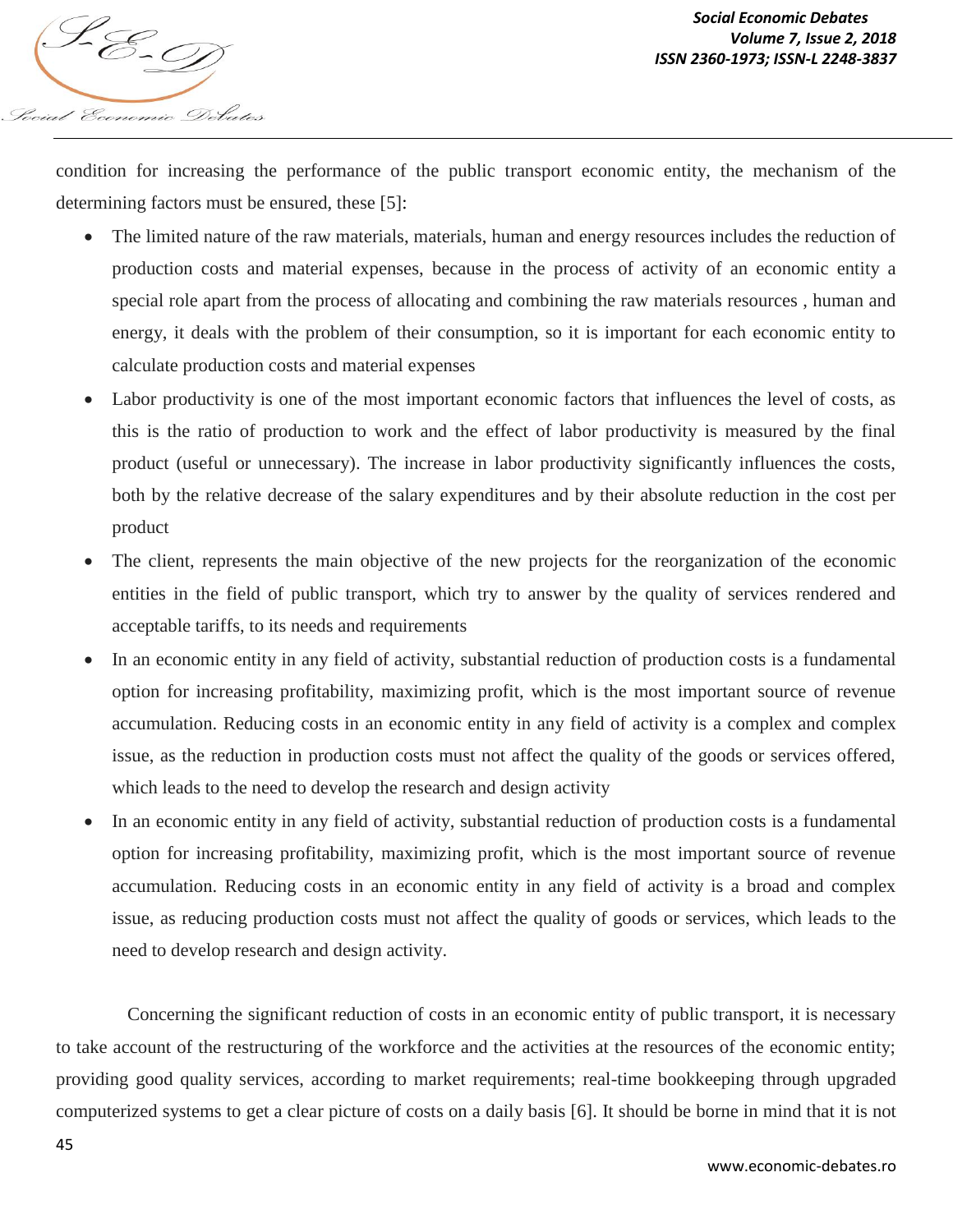condition for increasing the performance of the public transport economic entity, the mechanism of the determining factors must be ensured, these [5]:

- The limited nature of the raw materials, materials, human and energy resources includes the reduction of production costs and material expenses, because in the process of activity of an economic entity a special role apart from the process of allocating and combining the raw materials resources , human and energy, it deals with the problem of their consumption, so it is important for each economic entity to calculate production costs and material expenses
- Labor productivity is one of the most important economic factors that influences the level of costs, as this is the ratio of production to work and the effect of labor productivity is measured by the final product (useful or unnecessary). The increase in labor productivity significantly influences the costs, both by the relative decrease of the salary expenditures and by their absolute reduction in the cost per product
- The client, represents the main objective of the new projects for the reorganization of the economic entities in the field of public transport, which try to answer by the quality of services rendered and acceptable tariffs, to its needs and requirements
- In an economic entity in any field of activity, substantial reduction of production costs is a fundamental option for increasing profitability, maximizing profit, which is the most important source of revenue accumulation. Reducing costs in an economic entity in any field of activity is a complex and complex issue, as the reduction in production costs must not affect the quality of the goods or services offered, which leads to the need to develop the research and design activity
- In an economic entity in any field of activity, substantial reduction of production costs is a fundamental option for increasing profitability, maximizing profit, which is the most important source of revenue accumulation. Reducing costs in an economic entity in any field of activity is a broad and complex issue, as reducing production costs must not affect the quality of goods or services, which leads to the need to develop research and design activity.

Concerning the significant reduction of costs in an economic entity of public transport, it is necessary to take account of the restructuring of the workforce and the activities at the resources of the economic entity; providing good quality services, according to market requirements; real-time bookkeeping through upgraded computerized systems to get a clear picture of costs on a daily basis [6]. It should be borne in mind that it is not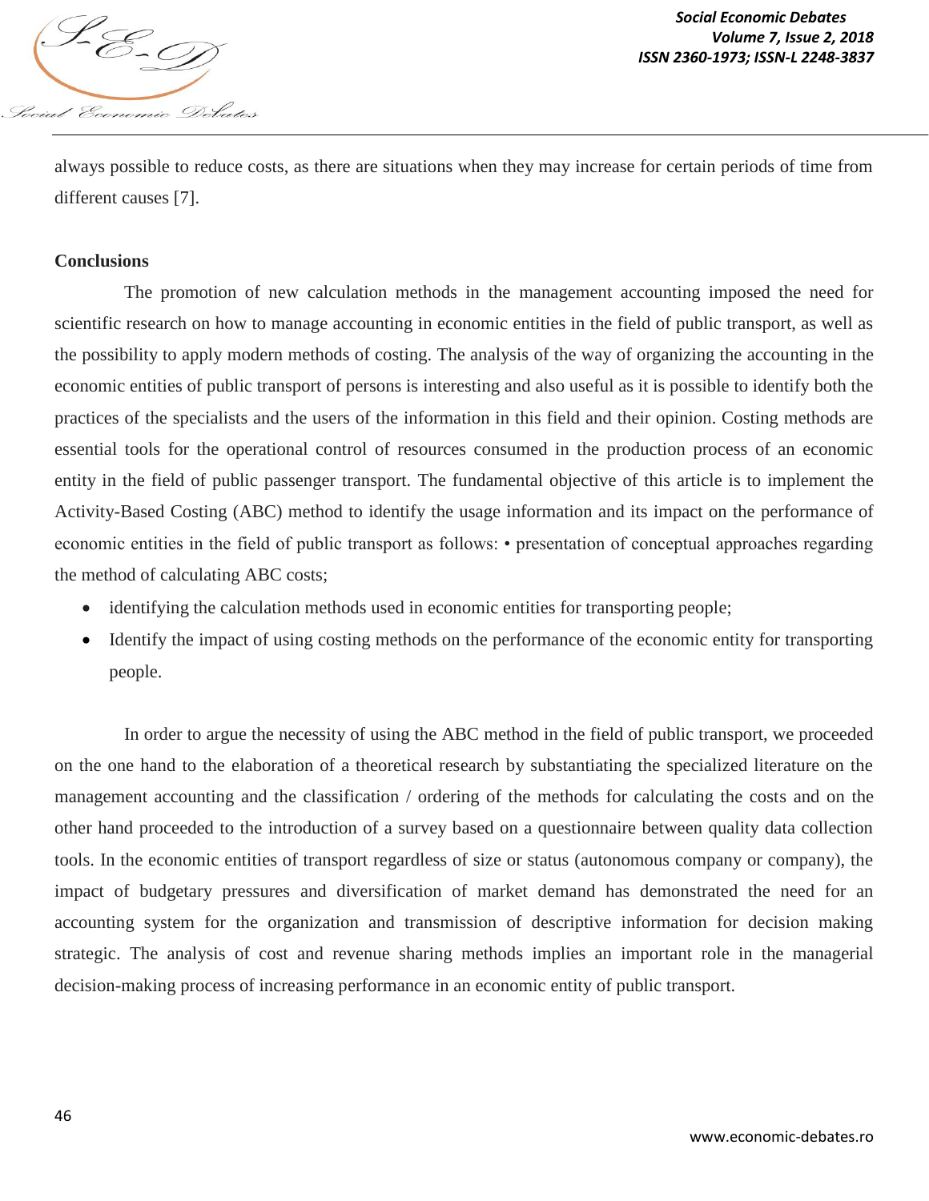always possible to reduce costs, as there are situations when they may increase for certain periods of time from different causes [7].

**Conclusions**

The promotion of new calculation methods in the management accounting imposed the need for scientific research on how to manage accounting in economic entities in the field of public transport, as well as the possibility to apply modern methods of costing. The analysis of the way of organizing the accounting in the economic entities of public transport of persons is interesting and also useful as it is possible to identify both the practices of the specialists and the users of the information in this field and their opinion. Costing methods are essential tools for the operational control of resources consumed in the production process of an economic entity in the field of public passenger transport. The fundamental objective of this article is to implement the Activity-Based Costing (ABC) method to identify the usage information and its impact on the performance of economic entities in the field of public transport as follows: • presentation of conceptual approaches regarding the method of calculating ABC costs;

- identifying the calculation methods used in economic entities for transporting people;
- Identify the impact of using costing methods on the performance of the economic entity for transporting people.

In order to argue the necessity of using the ABC method in the field of public transport, we proceeded on the one hand to the elaboration of a theoretical research by substantiating the specialized literature on the management accounting and the classification / ordering of the methods for calculating the costs and on the other hand proceeded to the introduction of a survey based on a questionnaire between quality data collection tools. In the economic entities of transport regardless of size or status (autonomous company or company), the impact of budgetary pressures and diversification of market demand has demonstrated the need for an accounting system for the organization and transmission of descriptive information for decision making strategic. The analysis of cost and revenue sharing methods implies an important role in the managerial decision-making process of increasing performance in an economic entity of public transport.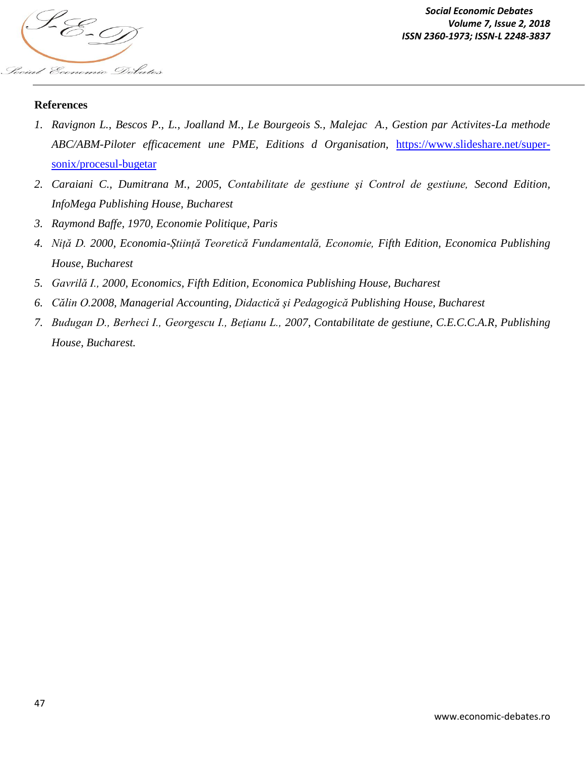**References**

1. *Ravignon L., Bescos P., L., Joalland M., Le Bourgeois S., Malejac A., Gestion par Activites-La methode ABC/ABM-Piloter efficacement une PME, Editions d Organisation,* https://www.slideshare.net/super-sonix/procesul-bugetar
2. *Caraiani C., Dumitrana M., 2005, Contabilitate de gestiune şi Control de gestiune, Second Edition, InfoMega Publishing House, Bucharest*
3. *Raymond Baffe, 1970, Economie Politique, Paris*
4. *Niță D. 2000, Economia-Știință Teoretică Fundamentală, Economie, Fifth Edition, Economica Publishing House, Bucharest*
5. *Gavrilă I., 2000, Economics, Fifth Edition, Economica Publishing House, Bucharest*
6. *Călin O.2008, Managerial Accounting, Didactică şi Pedagogică Publishing House, Bucharest*
7. *Budugan D., Berheci I., Georgescu I., Beţianu L., 2007, Contabilitate de gestiune, C.E.C.C.A.R, Publishing House, Bucharest.*